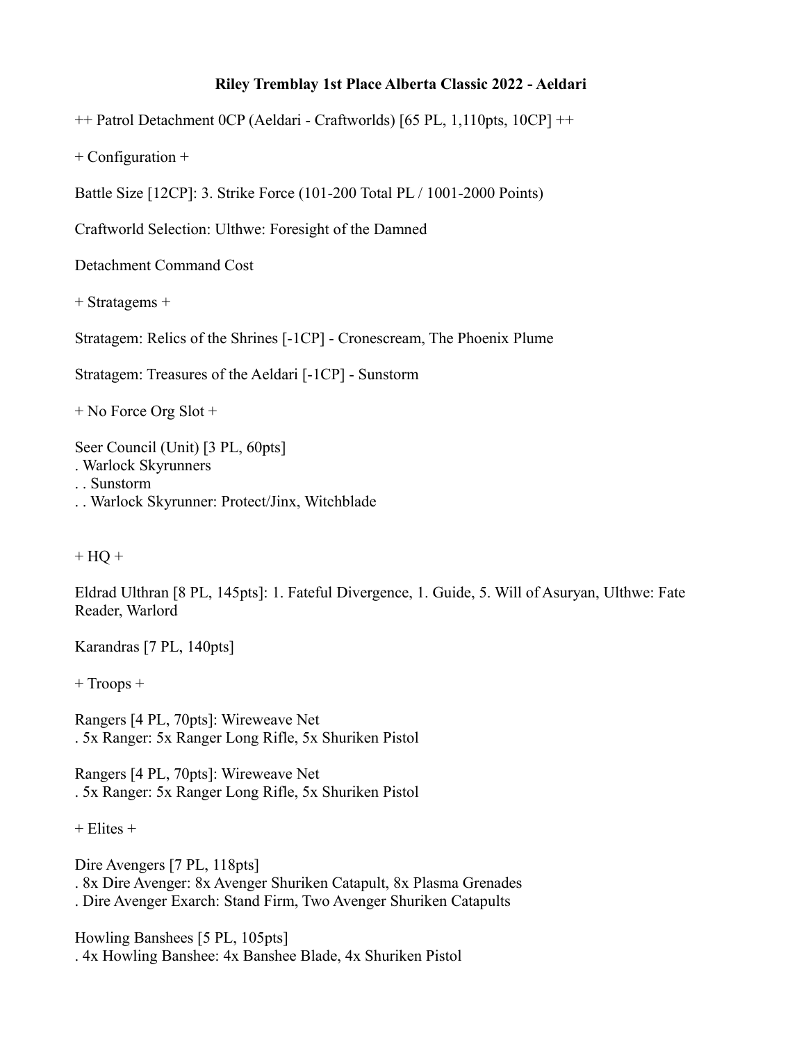**Riley Tremblay 1st Place Alberta Classic 2022 - Aeldari**

++ Patrol Detachment 0CP (Aeldari - Craftworlds) [65 PL, 1,110pts, 10CP] ++

+ Configuration +

Battle Size [12CP]: 3. Strike Force (101-200 Total PL / 1001-2000 Points)

Craftworld Selection: Ulthwe: Foresight of the Damned

Detachment Command Cost

+ Stratagems +

Stratagem: Relics of the Shrines [-1CP] - Cronescream, The Phoenix Plume

Stratagem: Treasures of the Aeldari [-1CP] - Sunstorm

+ No Force Org Slot +

Seer Council (Unit) [3 PL, 60pts]
. Warlock Skyrunners
. . Sunstorm
. . Warlock Skyrunner: Protect/Jinx, Witchblade

+ HQ +

Eldrad Ulthran [8 PL, 145pts]: 1. Fateful Divergence, 1. Guide, 5. Will of Asuryan, Ulthwe: Fate Reader, Warlord

Karandras [7 PL, 140pts]

+ Troops +

Rangers [4 PL, 70pts]: Wireweave Net
. 5x Ranger: 5x Ranger Long Rifle, 5x Shuriken Pistol

Rangers [4 PL, 70pts]: Wireweave Net
. 5x Ranger: 5x Ranger Long Rifle, 5x Shuriken Pistol

+ Elites +

Dire Avengers [7 PL, 118pts]
. 8x Dire Avenger: 8x Avenger Shuriken Catapult, 8x Plasma Grenades
. Dire Avenger Exarch: Stand Firm, Two Avenger Shuriken Catapults

Howling Banshees [5 PL, 105pts]
. 4x Howling Banshee: 4x Banshee Blade, 4x Shuriken Pistol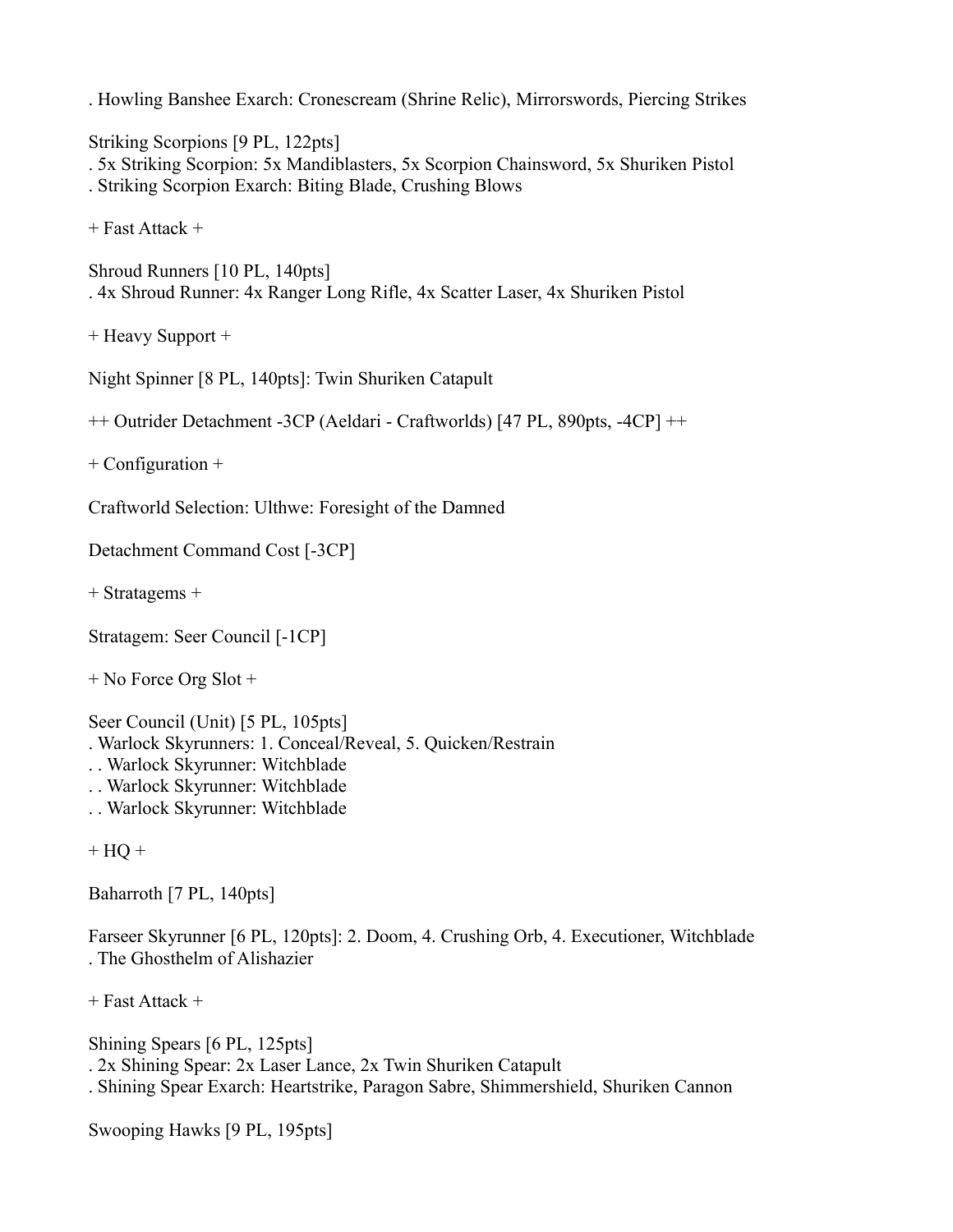. Howling Banshee Exarch: Cronescream (Shrine Relic), Mirrorswords, Piercing Strikes

Striking Scorpions [9 PL, 122pts]
. 5x Striking Scorpion: 5x Mandiblasters, 5x Scorpion Chainsword, 5x Shuriken Pistol
. Striking Scorpion Exarch: Biting Blade, Crushing Blows

+ Fast Attack +

Shroud Runners [10 PL, 140pts]
. 4x Shroud Runner: 4x Ranger Long Rifle, 4x Scatter Laser, 4x Shuriken Pistol

+ Heavy Support +

Night Spinner [8 PL, 140pts]: Twin Shuriken Catapult

++ Outrider Detachment -3CP (Aeldari - Craftworlds) [47 PL, 890pts, -4CP] ++

+ Configuration +

Craftworld Selection: Ulthwe: Foresight of the Damned

Detachment Command Cost [-3CP]

+ Stratagems +

Stratagem: Seer Council [-1CP]

+ No Force Org Slot +

Seer Council (Unit) [5 PL, 105pts]
. Warlock Skyrunners: 1. Conceal/Reveal, 5. Quicken/Restrain
. . Warlock Skyrunner: Witchblade
. . Warlock Skyrunner: Witchblade
. . Warlock Skyrunner: Witchblade

+ HQ +

Baharroth [7 PL, 140pts]

Farseer Skyrunner [6 PL, 120pts]: 2. Doom, 4. Crushing Orb, 4. Executioner, Witchblade
. The Ghosthelm of Alishazier

+ Fast Attack +

Shining Spears [6 PL, 125pts]
. 2x Shining Spear: 2x Laser Lance, 2x Twin Shuriken Catapult
. Shining Spear Exarch: Heartstrike, Paragon Sabre, Shimmershield, Shuriken Cannon

Swooping Hawks [9 PL, 195pts]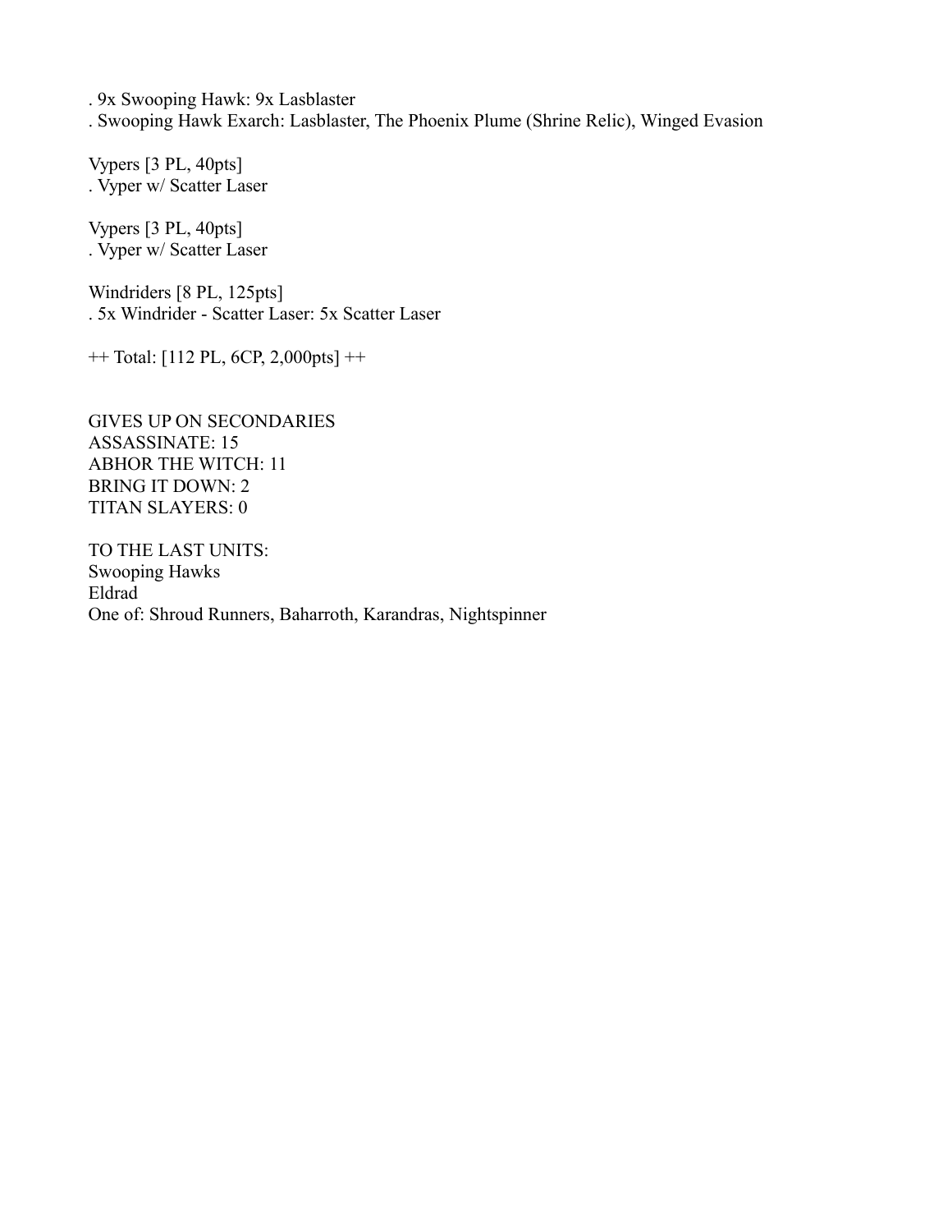. 9x Swooping Hawk: 9x Lasblaster
. Swooping Hawk Exarch: Lasblaster, The Phoenix Plume (Shrine Relic), Winged Evasion

Vypers [3 PL, 40pts]
. Vyper w/ Scatter Laser

Vypers [3 PL, 40pts]
. Vyper w/ Scatter Laser

Windriders [8 PL, 125pts]
. 5x Windrider - Scatter Laser: 5x Scatter Laser

++ Total: [112 PL, 6CP, 2,000pts] ++

GIVES UP ON SECONDARIES
ASSASSINATE: 15
ABHOR THE WITCH: 11
BRING IT DOWN: 2
TITAN SLAYERS: 0

TO THE LAST UNITS:
Swooping Hawks
Eldrad
One of: Shroud Runners, Baharroth, Karandras, Nightspinner